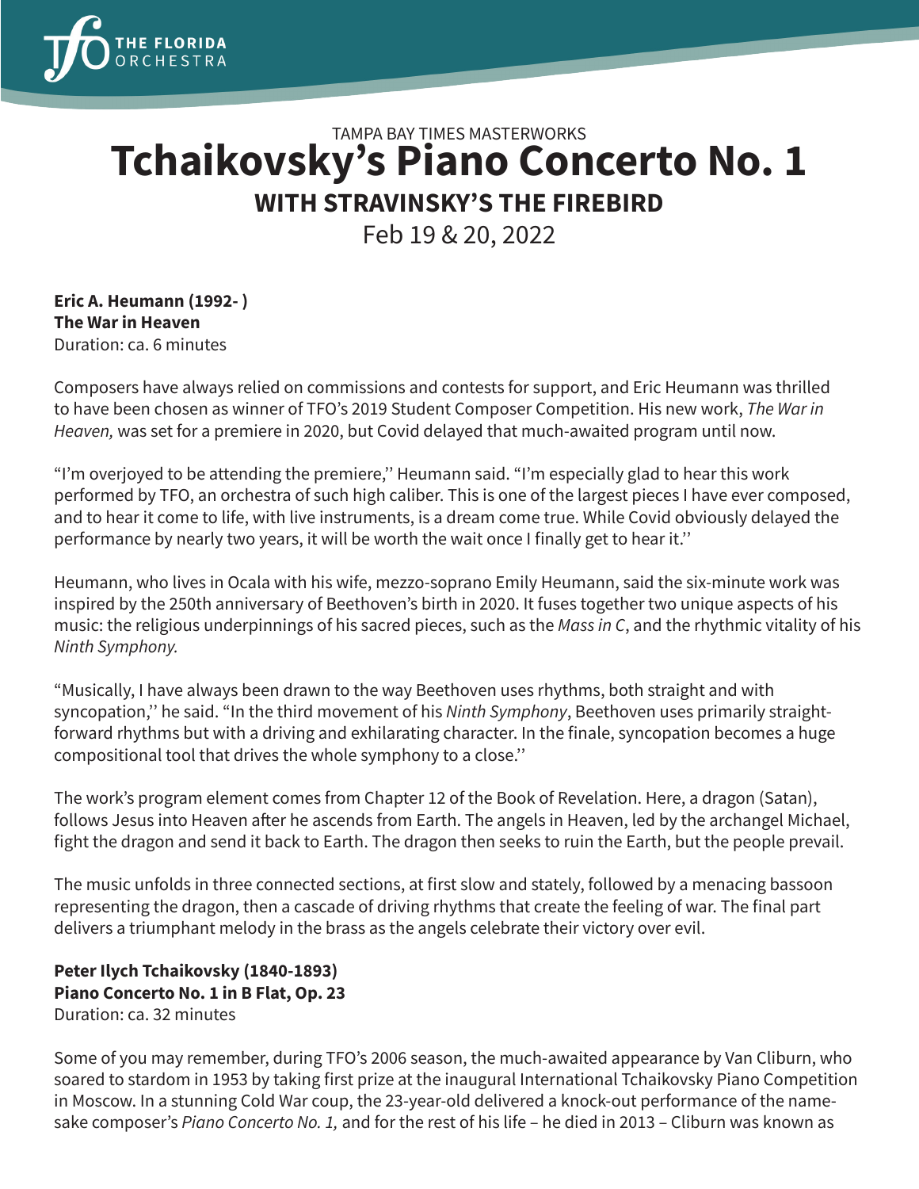TAMPA BAY TIMES MASTERWORKS

# Tchaikovsky's Piano Concerto No. 1

## WITH STRAVINSKY'S THE FIREBIRD

Feb 19 & 20, 2022

**Eric A. Heumann (1992- )**
**The War in Heaven**
Duration: ca. 6 minutes

Composers have always relied on commissions and contests for support, and Eric Heumann was thrilled to have been chosen as winner of TFO's 2019 Student Composer Competition. His new work, *The War in Heaven,* was set for a premiere in 2020, but Covid delayed that much-awaited program until now.

"I'm overjoyed to be attending the premiere," Heumann said. "I'm especially glad to hear this work performed by TFO, an orchestra of such high caliber. This is one of the largest pieces I have ever composed, and to hear it come to life, with live instruments, is a dream come true. While Covid obviously delayed the performance by nearly two years, it will be worth the wait once I finally get to hear it."

Heumann, who lives in Ocala with his wife, mezzo-soprano Emily Heumann, said the six-minute work was inspired by the 250th anniversary of Beethoven's birth in 2020. It fuses together two unique aspects of his music: the religious underpinnings of his sacred pieces, such as the *Mass in C*, and the rhythmic vitality of his *Ninth Symphony.*

"Musically, I have always been drawn to the way Beethoven uses rhythms, both straight and with syncopation," he said. "In the third movement of his *Ninth Symphony*, Beethoven uses primarily straight-forward rhythms but with a driving and exhilarating character. In the finale, syncopation becomes a huge compositional tool that drives the whole symphony to a close."

The work's program element comes from Chapter 12 of the Book of Revelation. Here, a dragon (Satan), follows Jesus into Heaven after he ascends from Earth. The angels in Heaven, led by the archangel Michael, fight the dragon and send it back to Earth. The dragon then seeks to ruin the Earth, but the people prevail.

The music unfolds in three connected sections, at first slow and stately, followed by a menacing bassoon representing the dragon, then a cascade of driving rhythms that create the feeling of war. The final part delivers a triumphant melody in the brass as the angels celebrate their victory over evil.

**Peter Ilych Tchaikovsky (1840-1893)**
**Piano Concerto No. 1 in B Flat, Op. 23**
Duration: ca. 32 minutes

Some of you may remember, during TFO's 2006 season, the much-awaited appearance by Van Cliburn, who soared to stardom in 1953 by taking first prize at the inaugural International Tchaikovsky Piano Competition in Moscow. In a stunning Cold War coup, the 23-year-old delivered a knock-out performance of the name-sake composer's *Piano Concerto No. 1,* and for the rest of his life – he died in 2013 – Cliburn was known as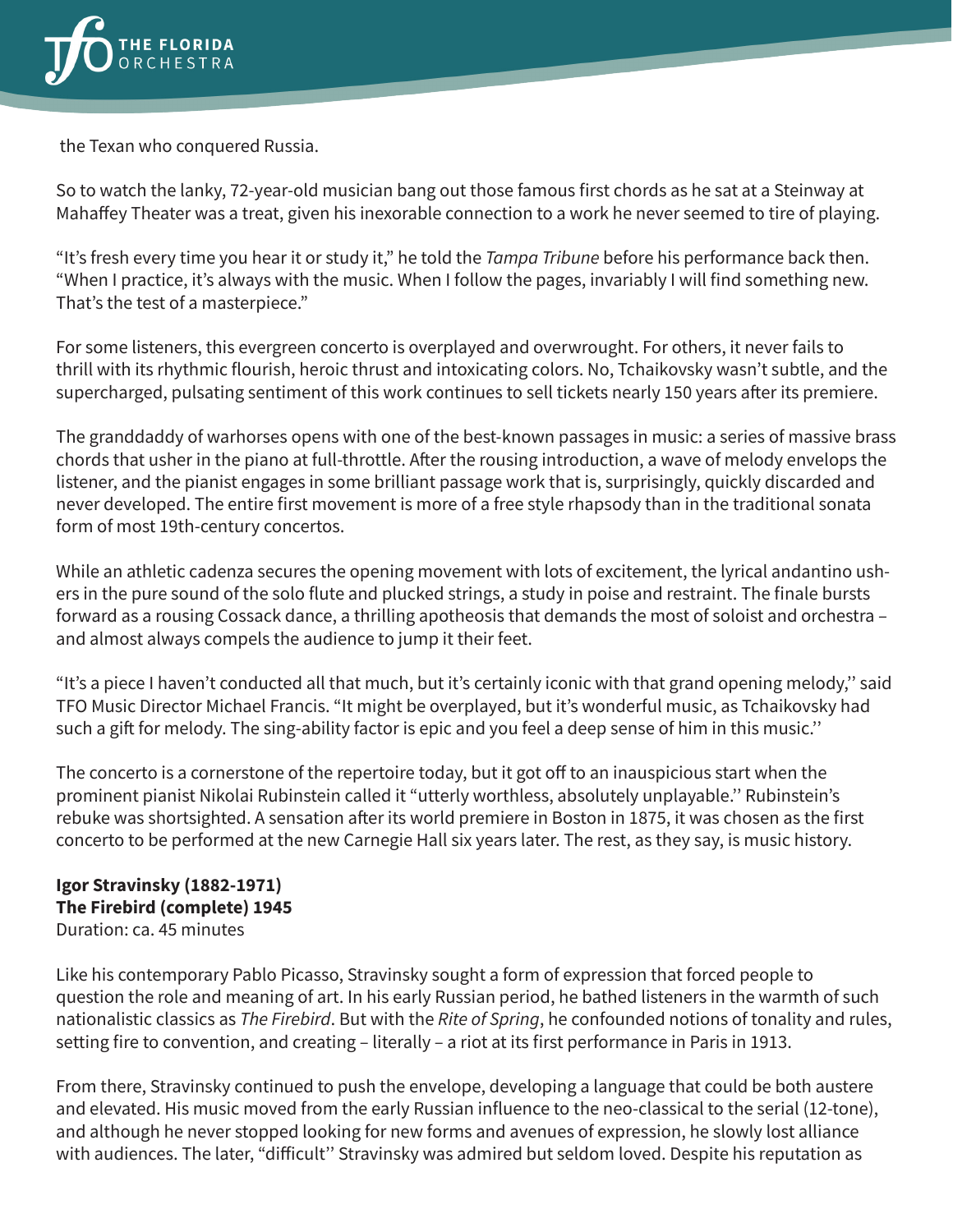the Texan who conquered Russia.

So to watch the lanky, 72-year-old musician bang out those famous first chords as he sat at a Steinway at Mahaffey Theater was a treat, given his inexorable connection to a work he never seemed to tire of playing.

"It's fresh every time you hear it or study it," he told the *Tampa Tribune* before his performance back then. "When I practice, it's always with the music. When I follow the pages, invariably I will find something new. That's the test of a masterpiece."

For some listeners, this evergreen concerto is overplayed and overwrought. For others, it never fails to thrill with its rhythmic flourish, heroic thrust and intoxicating colors. No, Tchaikovsky wasn't subtle, and the supercharged, pulsating sentiment of this work continues to sell tickets nearly 150 years after its premiere.

The granddaddy of warhorses opens with one of the best-known passages in music: a series of massive brass chords that usher in the piano at full-throttle. After the rousing introduction, a wave of melody envelops the listener, and the pianist engages in some brilliant passage work that is, surprisingly, quickly discarded and never developed. The entire first movement is more of a free style rhapsody than in the traditional sonata form of most 19th-century concertos.

While an athletic cadenza secures the opening movement with lots of excitement, the lyrical andantino ushers in the pure sound of the solo flute and plucked strings, a study in poise and restraint. The finale bursts forward as a rousing Cossack dance, a thrilling apotheosis that demands the most of soloist and orchestra – and almost always compels the audience to jump it their feet.

"It's a piece I haven't conducted all that much, but it's certainly iconic with that grand opening melody,'' said TFO Music Director Michael Francis. "It might be overplayed, but it's wonderful music, as Tchaikovsky had such a gift for melody. The sing-ability factor is epic and you feel a deep sense of him in this music.''

The concerto is a cornerstone of the repertoire today, but it got off to an inauspicious start when the prominent pianist Nikolai Rubinstein called it "utterly worthless, absolutely unplayable.'' Rubinstein's rebuke was shortsighted. A sensation after its world premiere in Boston in 1875, it was chosen as the first concerto to be performed at the new Carnegie Hall six years later. The rest, as they say, is music history.

**Igor Stravinsky (1882-1971)**
**The Firebird (complete) 1945**
Duration: ca. 45 minutes

Like his contemporary Pablo Picasso, Stravinsky sought a form of expression that forced people to question the role and meaning of art. In his early Russian period, he bathed listeners in the warmth of such nationalistic classics as *The Firebird*. But with the *Rite of Spring*, he confounded notions of tonality and rules, setting fire to convention, and creating – literally – a riot at its first performance in Paris in 1913.

From there, Stravinsky continued to push the envelope, developing a language that could be both austere and elevated. His music moved from the early Russian influence to the neo-classical to the serial (12-tone), and although he never stopped looking for new forms and avenues of expression, he slowly lost alliance with audiences. The later, "difficult'' Stravinsky was admired but seldom loved. Despite his reputation as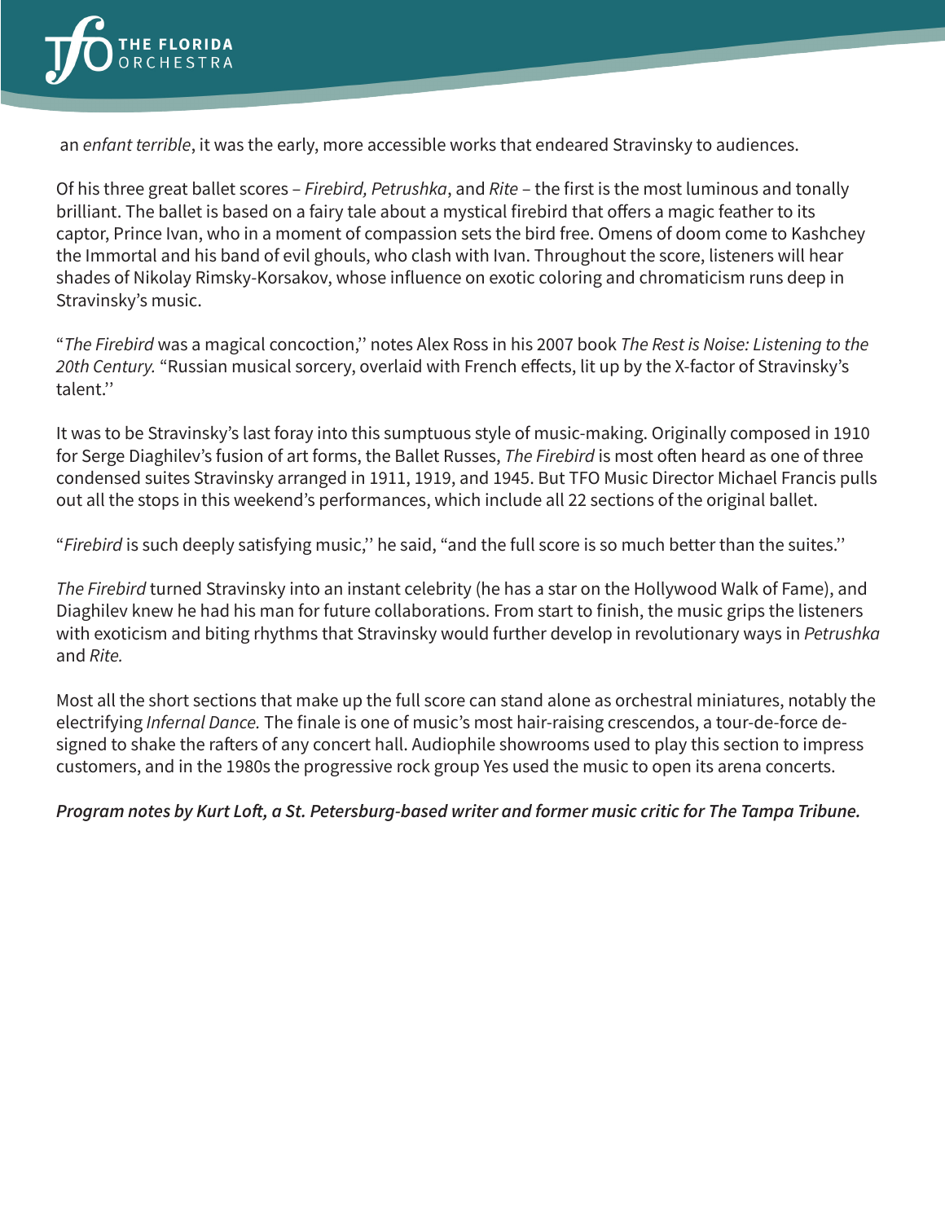an *enfant terrible*, it was the early, more accessible works that endeared Stravinsky to audiences.

Of his three great ballet scores – *Firebird, Petrushka*, and *Rite* – the first is the most luminous and tonally brilliant. The ballet is based on a fairy tale about a mystical firebird that offers a magic feather to its captor, Prince Ivan, who in a moment of compassion sets the bird free. Omens of doom come to Kashchey the Immortal and his band of evil ghouls, who clash with Ivan. Throughout the score, listeners will hear shades of Nikolay Rimsky-Korsakov, whose influence on exotic coloring and chromaticism runs deep in Stravinsky's music.

"*The Firebird* was a magical concoction,'' notes Alex Ross in his 2007 book *The Rest is Noise: Listening to the 20th Century.* "Russian musical sorcery, overlaid with French effects, lit up by the X-factor of Stravinsky's talent.''

It was to be Stravinsky's last foray into this sumptuous style of music-making. Originally composed in 1910 for Serge Diaghilev's fusion of art forms, the Ballet Russes, *The Firebird* is most often heard as one of three condensed suites Stravinsky arranged in 1911, 1919, and 1945. But TFO Music Director Michael Francis pulls out all the stops in this weekend's performances, which include all 22 sections of the original ballet.

"*Firebird* is such deeply satisfying music,'' he said, "and the full score is so much better than the suites.''

*The Firebird* turned Stravinsky into an instant celebrity (he has a star on the Hollywood Walk of Fame), and Diaghilev knew he had his man for future collaborations. From start to finish, the music grips the listeners with exoticism and biting rhythms that Stravinsky would further develop in revolutionary ways in *Petrushka* and *Rite.*

Most all the short sections that make up the full score can stand alone as orchestral miniatures, notably the electrifying *Infernal Dance.* The finale is one of music's most hair-raising crescendos, a tour-de-force designed to shake the rafters of any concert hall. Audiophile showrooms used to play this section to impress customers, and in the 1980s the progressive rock group Yes used the music to open its arena concerts.

***Program notes by Kurt Loft, a St. Petersburg-based writer and former music critic for The Tampa Tribune.***